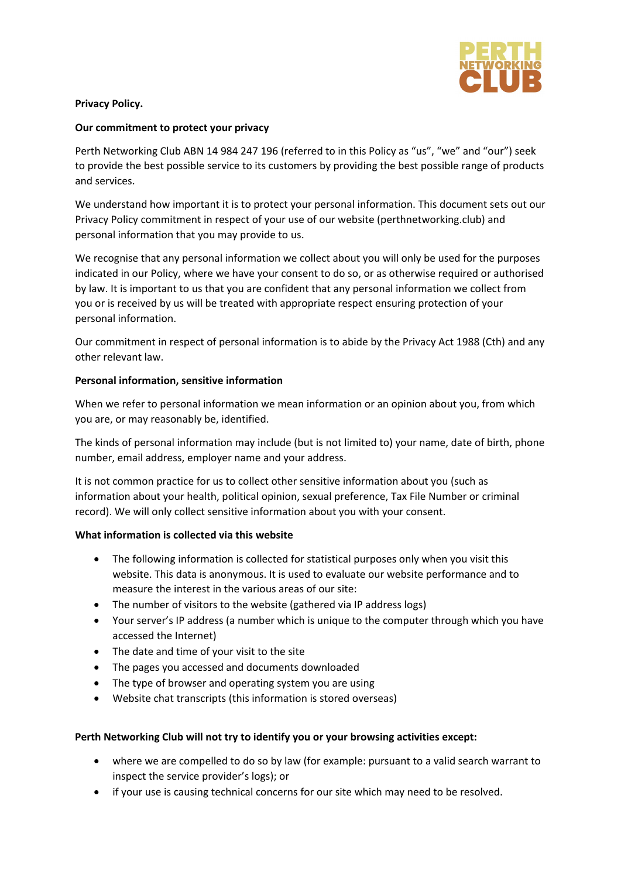**Privacy Policy.**

**Our commitment to protect your privacy**

Perth Networking Club ABN 14 984 247 196 (referred to in this Policy as "us", "we" and "our") seek to provide the best possible service to its customers by providing the best possible range of products and services.

We understand how important it is to protect your personal information. This document sets out our Privacy Policy commitment in respect of your use of our website (perthnetworking.club) and personal information that you may provide to us.

We recognise that any personal information we collect about you will only be used for the purposes indicated in our Policy, where we have your consent to do so, or as otherwise required or authorised by law. It is important to us that you are confident that any personal information we collect from you or is received by us will be treated with appropriate respect ensuring protection of your personal information.

Our commitment in respect of personal information is to abide by the Privacy Act 1988 (Cth) and any other relevant law.

**Personal information, sensitive information**

When we refer to personal information we mean information or an opinion about you, from which you are, or may reasonably be, identified.

The kinds of personal information may include (but is not limited to) your name, date of birth, phone number, email address, employer name and your address.

It is not common practice for us to collect other sensitive information about you (such as information about your health, political opinion, sexual preference, Tax File Number or criminal record). We will only collect sensitive information about you with your consent.

**What information is collected via this website**

- The following information is collected for statistical purposes only when you visit this website. This data is anonymous. It is used to evaluate our website performance and to measure the interest in the various areas of our site:
- The number of visitors to the website (gathered via IP address logs)
- Your server's IP address (a number which is unique to the computer through which you have accessed the Internet)
- The date and time of your visit to the site
- The pages you accessed and documents downloaded
- The type of browser and operating system you are using
- Website chat transcripts (this information is stored overseas)

**Perth Networking Club will not try to identify you or your browsing activities except:**

- where we are compelled to do so by law (for example: pursuant to a valid search warrant to inspect the service provider's logs); or
- if your use is causing technical concerns for our site which may need to be resolved.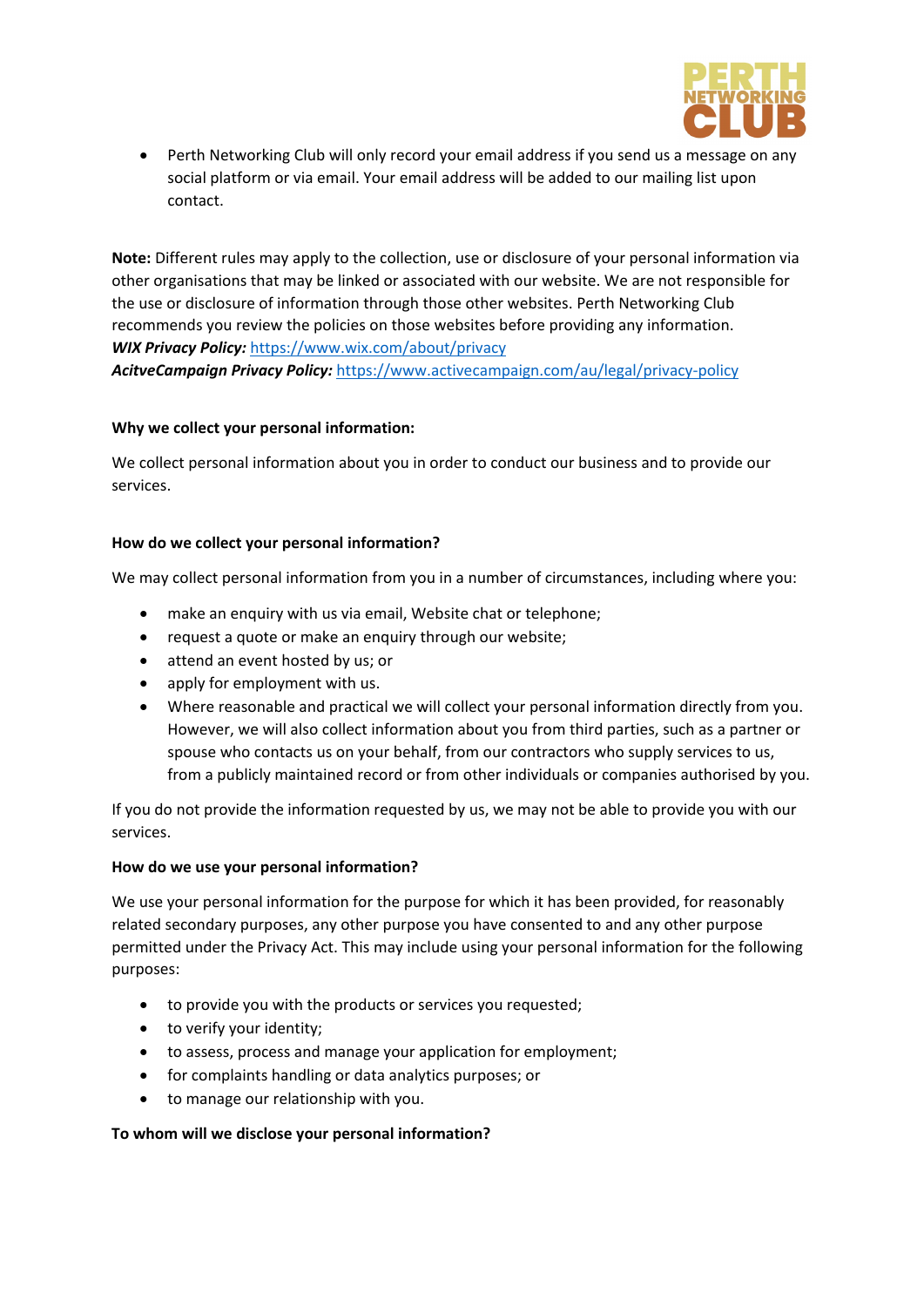- Perth Networking Club will only record your email address if you send us a message on any social platform or via email. Your email address will be added to our mailing list upon contact.

**Note:** Different rules may apply to the collection, use or disclosure of your personal information via other organisations that may be linked or associated with our website. We are not responsible for the use or disclosure of information through those other websites. Perth Networking Club recommends you review the policies on those websites before providing any information.
***WIX Privacy Policy:*** https://www.wix.com/about/privacy
***AcitveCampaign Privacy Policy:*** https://www.activecampaign.com/au/legal/privacy-policy

**Why we collect your personal information:**

We collect personal information about you in order to conduct our business and to provide our services.

**How do we collect your personal information?**

We may collect personal information from you in a number of circumstances, including where you:

- make an enquiry with us via email, Website chat or telephone;
- request a quote or make an enquiry through our website;
- attend an event hosted by us; or
- apply for employment with us.
- Where reasonable and practical we will collect your personal information directly from you. However, we will also collect information about you from third parties, such as a partner or spouse who contacts us on your behalf, from our contractors who supply services to us, from a publicly maintained record or from other individuals or companies authorised by you.

If you do not provide the information requested by us, we may not be able to provide you with our services.

**How do we use your personal information?**

We use your personal information for the purpose for which it has been provided, for reasonably related secondary purposes, any other purpose you have consented to and any other purpose permitted under the Privacy Act. This may include using your personal information for the following purposes:

- to provide you with the products or services you requested;
- to verify your identity;
- to assess, process and manage your application for employment;
- for complaints handling or data analytics purposes; or
- to manage our relationship with you.

**To whom will we disclose your personal information?**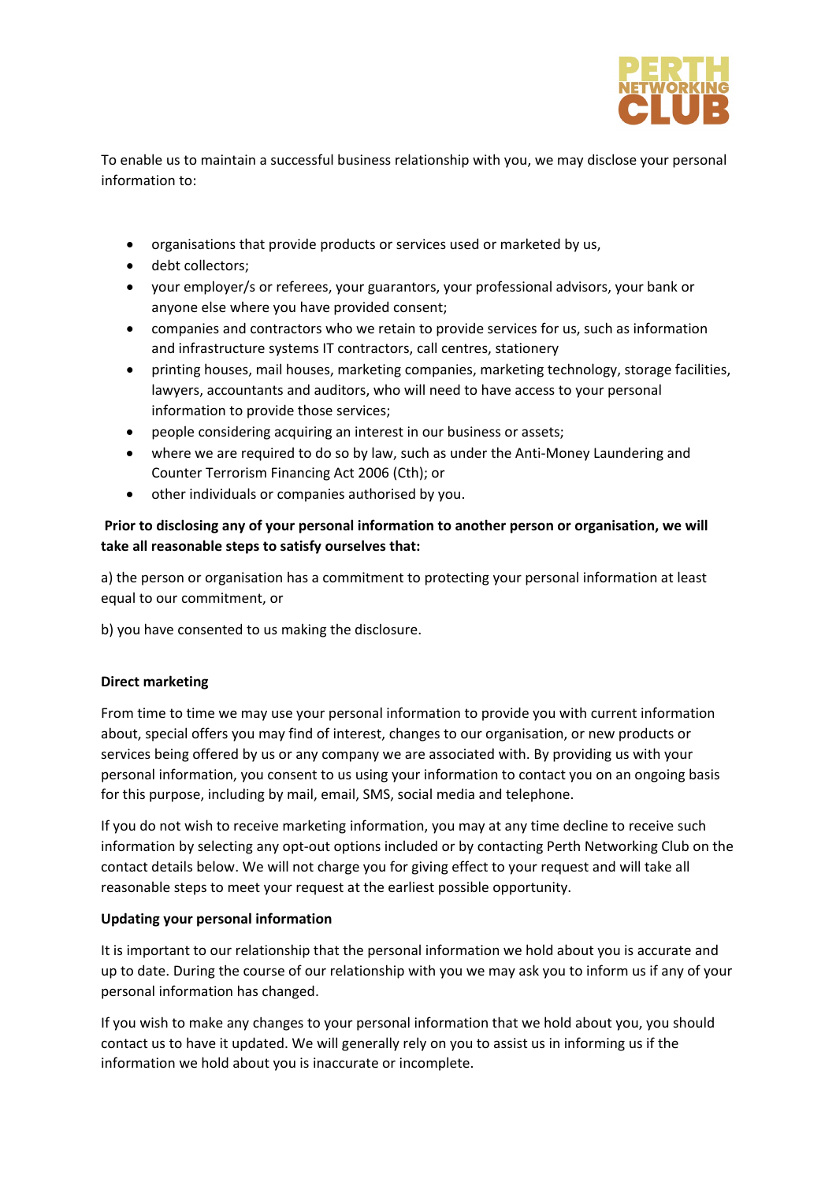To enable us to maintain a successful business relationship with you, we may disclose your personal information to:

- organisations that provide products or services used or marketed by us,
- debt collectors;
- your employer/s or referees, your guarantors, your professional advisors, your bank or anyone else where you have provided consent;
- companies and contractors who we retain to provide services for us, such as information and infrastructure systems IT contractors, call centres, stationery
- printing houses, mail houses, marketing companies, marketing technology, storage facilities, lawyers, accountants and auditors, who will need to have access to your personal information to provide those services;
- people considering acquiring an interest in our business or assets;
- where we are required to do so by law, such as under the Anti-Money Laundering and Counter Terrorism Financing Act 2006 (Cth); or
- other individuals or companies authorised by you.

**Prior to disclosing any of your personal information to another person or organisation, we will take all reasonable steps to satisfy ourselves that:**

a) the person or organisation has a commitment to protecting your personal information at least equal to our commitment, or

b) you have consented to us making the disclosure.

**Direct marketing**

From time to time we may use your personal information to provide you with current information about, special offers you may find of interest, changes to our organisation, or new products or services being offered by us or any company we are associated with. By providing us with your personal information, you consent to us using your information to contact you on an ongoing basis for this purpose, including by mail, email, SMS, social media and telephone.

If you do not wish to receive marketing information, you may at any time decline to receive such information by selecting any opt-out options included or by contacting Perth Networking Club on the contact details below. We will not charge you for giving effect to your request and will take all reasonable steps to meet your request at the earliest possible opportunity.

**Updating your personal information**

It is important to our relationship that the personal information we hold about you is accurate and up to date. During the course of our relationship with you we may ask you to inform us if any of your personal information has changed.

If you wish to make any changes to your personal information that we hold about you, you should contact us to have it updated. We will generally rely on you to assist us in informing us if the information we hold about you is inaccurate or incomplete.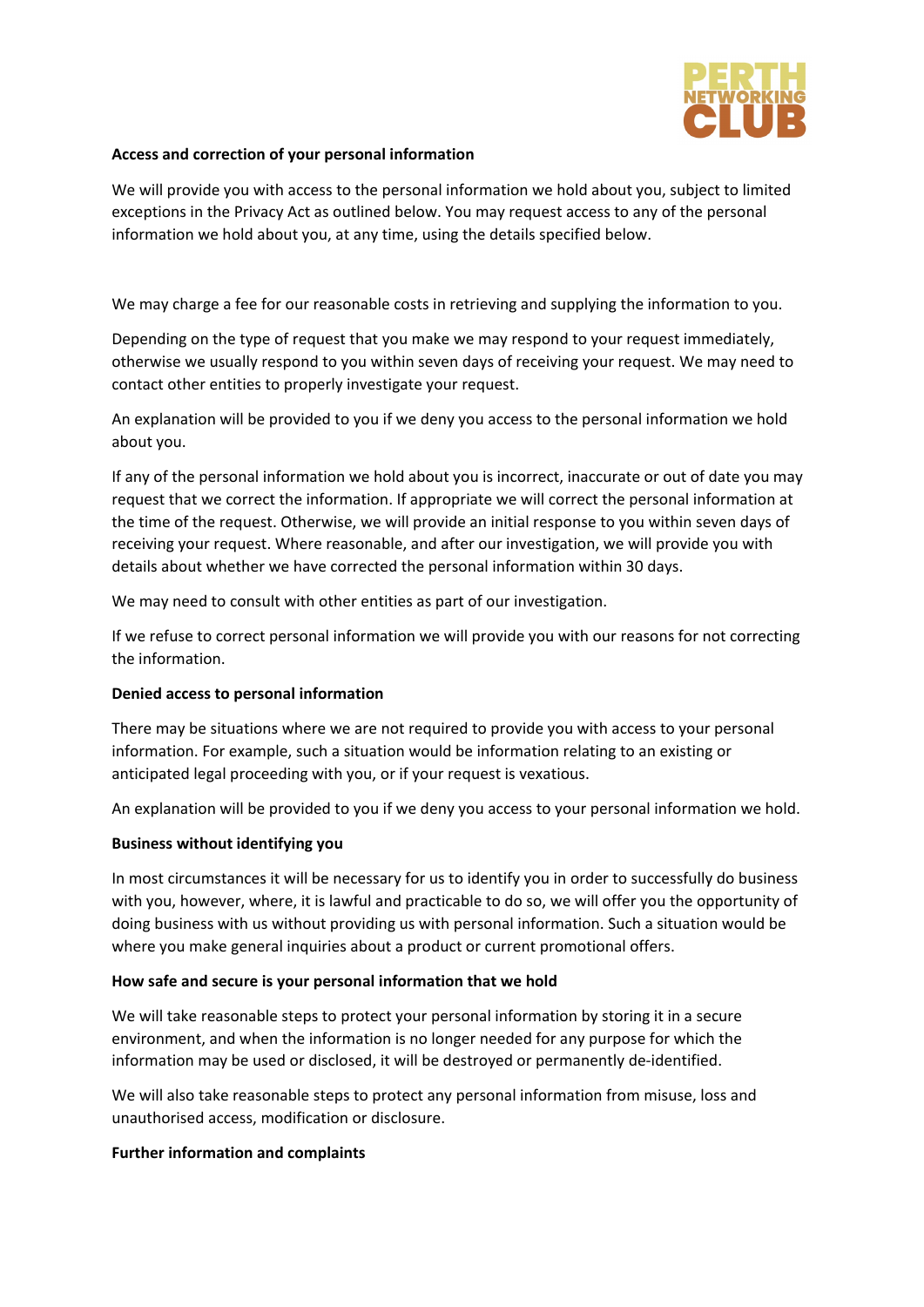**Access and correction of your personal information**

We will provide you with access to the personal information we hold about you, subject to limited exceptions in the Privacy Act as outlined below. You may request access to any of the personal information we hold about you, at any time, using the details specified below.

We may charge a fee for our reasonable costs in retrieving and supplying the information to you.

Depending on the type of request that you make we may respond to your request immediately, otherwise we usually respond to you within seven days of receiving your request. We may need to contact other entities to properly investigate your request.

An explanation will be provided to you if we deny you access to the personal information we hold about you.

If any of the personal information we hold about you is incorrect, inaccurate or out of date you may request that we correct the information. If appropriate we will correct the personal information at the time of the request. Otherwise, we will provide an initial response to you within seven days of receiving your request. Where reasonable, and after our investigation, we will provide you with details about whether we have corrected the personal information within 30 days.

We may need to consult with other entities as part of our investigation.

If we refuse to correct personal information we will provide you with our reasons for not correcting the information.

**Denied access to personal information**

There may be situations where we are not required to provide you with access to your personal information. For example, such a situation would be information relating to an existing or anticipated legal proceeding with you, or if your request is vexatious.

An explanation will be provided to you if we deny you access to your personal information we hold.

**Business without identifying you**

In most circumstances it will be necessary for us to identify you in order to successfully do business with you, however, where, it is lawful and practicable to do so, we will offer you the opportunity of doing business with us without providing us with personal information. Such a situation would be where you make general inquiries about a product or current promotional offers.

**How safe and secure is your personal information that we hold**

We will take reasonable steps to protect your personal information by storing it in a secure environment, and when the information is no longer needed for any purpose for which the information may be used or disclosed, it will be destroyed or permanently de-identified.

We will also take reasonable steps to protect any personal information from misuse, loss and unauthorised access, modification or disclosure.

**Further information and complaints**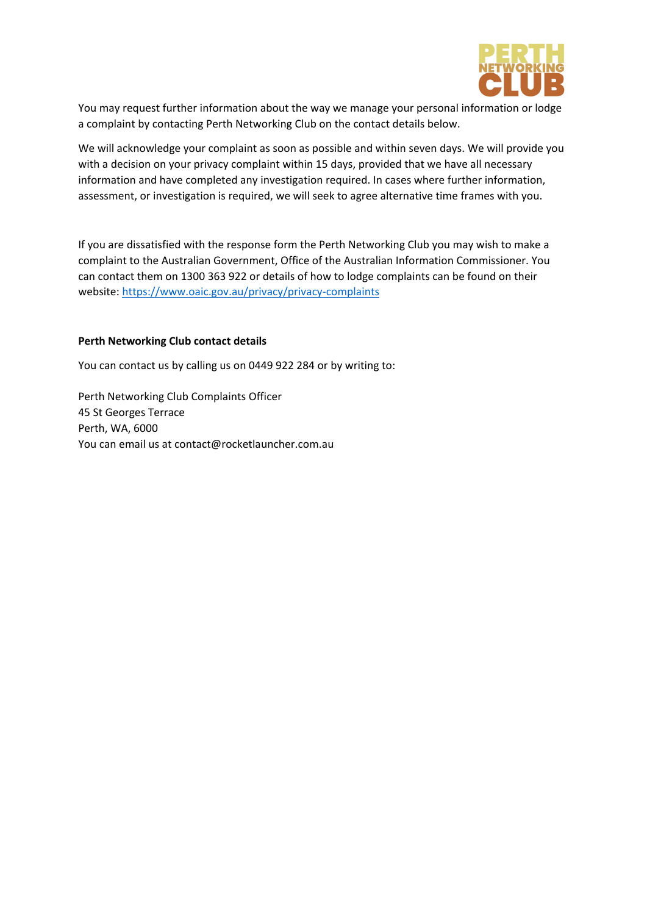You may request further information about the way we manage your personal information or lodge a complaint by contacting Perth Networking Club on the contact details below.

We will acknowledge your complaint as soon as possible and within seven days. We will provide you with a decision on your privacy complaint within 15 days, provided that we have all necessary information and have completed any investigation required. In cases where further information, assessment, or investigation is required, we will seek to agree alternative time frames with you.

If you are dissatisfied with the response form the Perth Networking Club you may wish to make a complaint to the Australian Government, Office of the Australian Information Commissioner. You can contact them on 1300 363 922 or details of how to lodge complaints can be found on their website: https://www.oaic.gov.au/privacy/privacy-complaints

**Perth Networking Club contact details**

You can contact us by calling us on 0449 922 284 or by writing to:

Perth Networking Club Complaints Officer
45 St Georges Terrace
Perth, WA, 6000
You can email us at contact@rocketlauncher.com.au